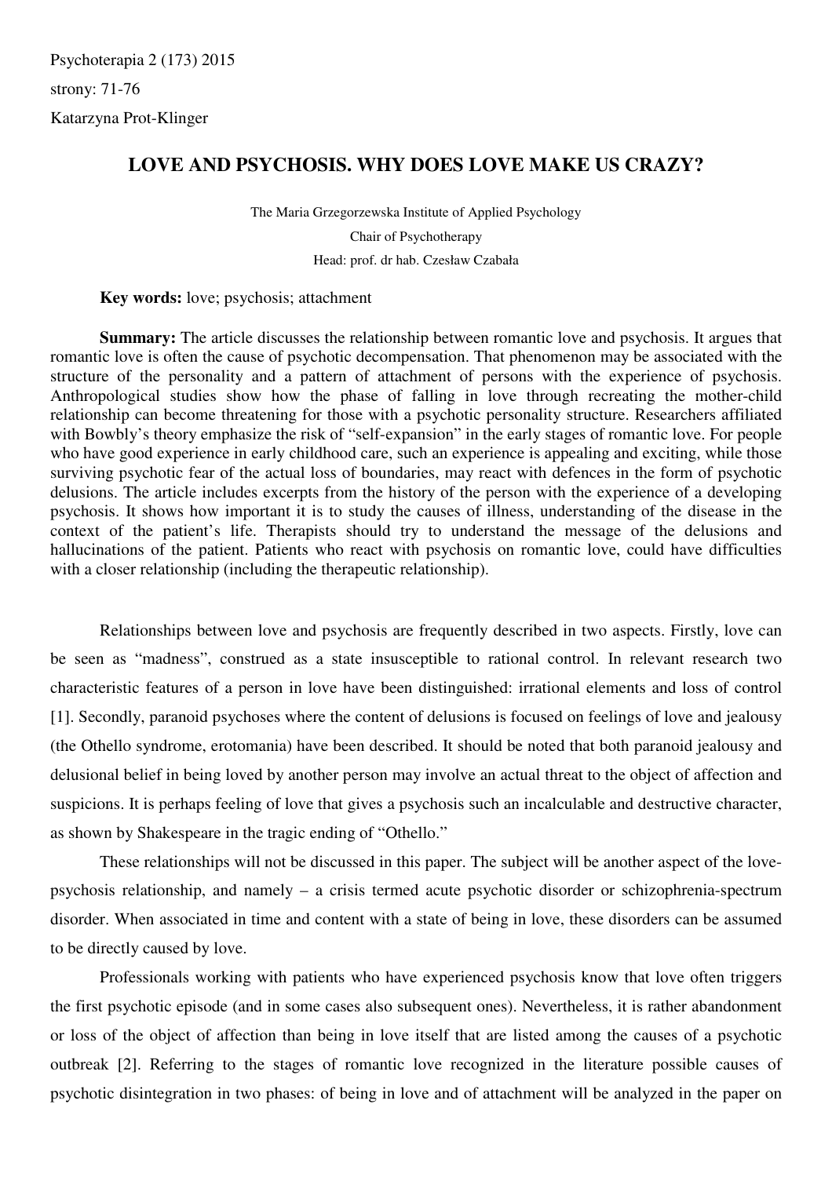Psychoterapia 2 (173) 2015

strony: 71-76

Katarzyna Prot-Klinger

# LOVE AND PSYCHOSIS. WHY DOES LOVE MAKE US CRAZY?

The Maria Grzegorzewska Institute of Applied Psychology

Chair of Psychotherapy

Head: prof. dr hab. Czesław Czabała

**Key words:** love; psychosis; attachment

**Summary:** The article discusses the relationship between romantic love and psychosis. It argues that romantic love is often the cause of psychotic decompensation. That phenomenon may be associated with the structure of the personality and a pattern of attachment of persons with the experience of psychosis. Anthropological studies show how the phase of falling in love through recreating the mother-child relationship can become threatening for those with a psychotic personality structure. Researchers affiliated with Bowbly's theory emphasize the risk of "self-expansion" in the early stages of romantic love. For people who have good experience in early childhood care, such an experience is appealing and exciting, while those surviving psychotic fear of the actual loss of boundaries, may react with defences in the form of psychotic delusions. The article includes excerpts from the history of the person with the experience of a developing psychosis. It shows how important it is to study the causes of illness, understanding of the disease in the context of the patient's life. Therapists should try to understand the message of the delusions and hallucinations of the patient. Patients who react with psychosis on romantic love, could have difficulties with a closer relationship (including the therapeutic relationship).

Relationships between love and psychosis are frequently described in two aspects. Firstly, love can be seen as "madness", construed as a state insusceptible to rational control. In relevant research two characteristic features of a person in love have been distinguished: irrational elements and loss of control [1]. Secondly, paranoid psychoses where the content of delusions is focused on feelings of love and jealousy (the Othello syndrome, erotomania) have been described. It should be noted that both paranoid jealousy and delusional belief in being loved by another person may involve an actual threat to the object of affection and suspicions. It is perhaps feeling of love that gives a psychosis such an incalculable and destructive character, as shown by Shakespeare in the tragic ending of "Othello."

These relationships will not be discussed in this paper. The subject will be another aspect of the love-psychosis relationship, and namely – a crisis termed acute psychotic disorder or schizophrenia-spectrum disorder. When associated in time and content with a state of being in love, these disorders can be assumed to be directly caused by love.

Professionals working with patients who have experienced psychosis know that love often triggers the first psychotic episode (and in some cases also subsequent ones). Nevertheless, it is rather abandonment or loss of the object of affection than being in love itself that are listed among the causes of a psychotic outbreak [2]. Referring to the stages of romantic love recognized in the literature possible causes of psychotic disintegration in two phases: of being in love and of attachment will be analyzed in the paper on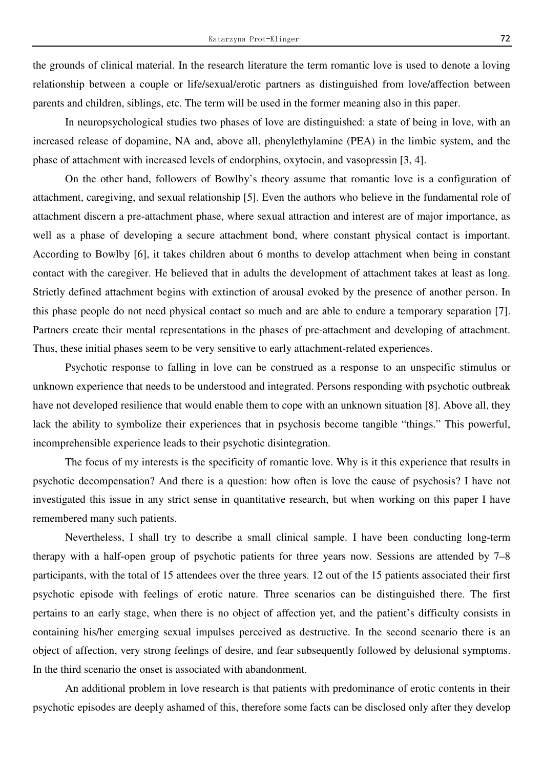the grounds of clinical material. In the research literature the term romantic love is used to denote a loving relationship between a couple or life/sexual/erotic partners as distinguished from love/affection between parents and children, siblings, etc. The term will be used in the former meaning also in this paper.

In neuropsychological studies two phases of love are distinguished: a state of being in love, with an increased release of dopamine, NA and, above all, phenylethylamine (PEA) in the limbic system, and the phase of attachment with increased levels of endorphins, oxytocin, and vasopressin [3, 4].

On the other hand, followers of Bowlby's theory assume that romantic love is a configuration of attachment, caregiving, and sexual relationship [5]. Even the authors who believe in the fundamental role of attachment discern a pre-attachment phase, where sexual attraction and interest are of major importance, as well as a phase of developing a secure attachment bond, where constant physical contact is important. According to Bowlby [6], it takes children about 6 months to develop attachment when being in constant contact with the caregiver. He believed that in adults the development of attachment takes at least as long. Strictly defined attachment begins with extinction of arousal evoked by the presence of another person. In this phase people do not need physical contact so much and are able to endure a temporary separation [7]. Partners create their mental representations in the phases of pre-attachment and developing of attachment. Thus, these initial phases seem to be very sensitive to early attachment-related experiences.

Psychotic response to falling in love can be construed as a response to an unspecific stimulus or unknown experience that needs to be understood and integrated. Persons responding with psychotic outbreak have not developed resilience that would enable them to cope with an unknown situation [8]. Above all, they lack the ability to symbolize their experiences that in psychosis become tangible "things." This powerful, incomprehensible experience leads to their psychotic disintegration.

The focus of my interests is the specificity of romantic love. Why is it this experience that results in psychotic decompensation? And there is a question: how often is love the cause of psychosis? I have not investigated this issue in any strict sense in quantitative research, but when working on this paper I have remembered many such patients.

Nevertheless, I shall try to describe a small clinical sample. I have been conducting long-term therapy with a half-open group of psychotic patients for three years now. Sessions are attended by 7–8 participants, with the total of 15 attendees over the three years. 12 out of the 15 patients associated their first psychotic episode with feelings of erotic nature. Three scenarios can be distinguished there. The first pertains to an early stage, when there is no object of affection yet, and the patient's difficulty consists in containing his/her emerging sexual impulses perceived as destructive. In the second scenario there is an object of affection, very strong feelings of desire, and fear subsequently followed by delusional symptoms. In the third scenario the onset is associated with abandonment.

An additional problem in love research is that patients with predominance of erotic contents in their psychotic episodes are deeply ashamed of this, therefore some facts can be disclosed only after they develop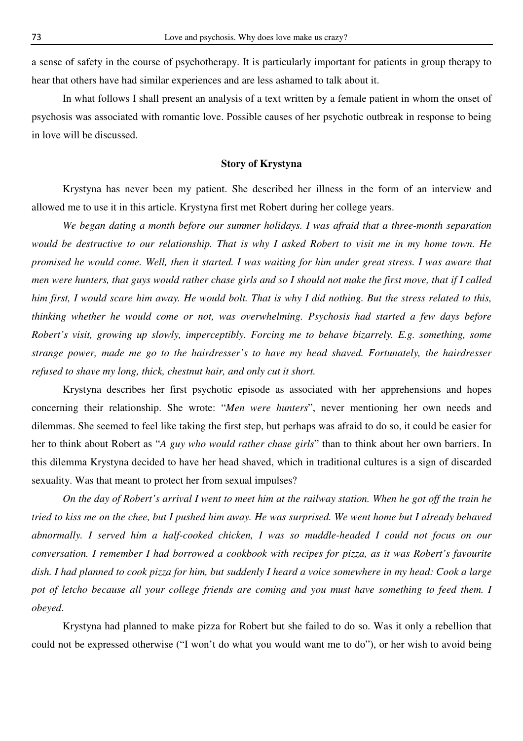a sense of safety in the course of psychotherapy. It is particularly important for patients in group therapy to hear that others have had similar experiences and are less ashamed to talk about it.

In what follows I shall present an analysis of a text written by a female patient in whom the onset of psychosis was associated with romantic love. Possible causes of her psychotic outbreak in response to being in love will be discussed.

**Story of Krystyna**

Krystyna has never been my patient. She described her illness in the form of an interview and allowed me to use it in this article. Krystyna first met Robert during her college years.

*We began dating a month before our summer holidays. I was afraid that a three-month separation would be destructive to our relationship. That is why I asked Robert to visit me in my home town. He promised he would come. Well, then it started. I was waiting for him under great stress. I was aware that men were hunters, that guys would rather chase girls and so I should not make the first move, that if I called him first, I would scare him away. He would bolt. That is why I did nothing. But the stress related to this, thinking whether he would come or not, was overwhelming. Psychosis had started a few days before Robert's visit, growing up slowly, imperceptibly. Forcing me to behave bizarrely. E.g. something, some strange power, made me go to the hairdresser's to have my head shaved. Fortunately, the hairdresser refused to shave my long, thick, chestnut hair, and only cut it short.*

Krystyna describes her first psychotic episode as associated with her apprehensions and hopes concerning their relationship. She wrote: "*Men were hunters*", never mentioning her own needs and dilemmas. She seemed to feel like taking the first step, but perhaps was afraid to do so, it could be easier for her to think about Robert as "*A guy who would rather chase girls*" than to think about her own barriers. In this dilemma Krystyna decided to have her head shaved, which in traditional cultures is a sign of discarded sexuality. Was that meant to protect her from sexual impulses?

*On the day of Robert's arrival I went to meet him at the railway station. When he got off the train he tried to kiss me on the chee, but I pushed him away. He was surprised. We went home but I already behaved abnormally. I served him a half-cooked chicken, I was so muddle-headed I could not focus on our conversation. I remember I had borrowed a cookbook with recipes for pizza, as it was Robert's favourite dish. I had planned to cook pizza for him, but suddenly I heard a voice somewhere in my head: Cook a large pot of letcho because all your college friends are coming and you must have something to feed them. I obeyed*.

Krystyna had planned to make pizza for Robert but she failed to do so. Was it only a rebellion that could not be expressed otherwise ("I won't do what you would want me to do"), or her wish to avoid being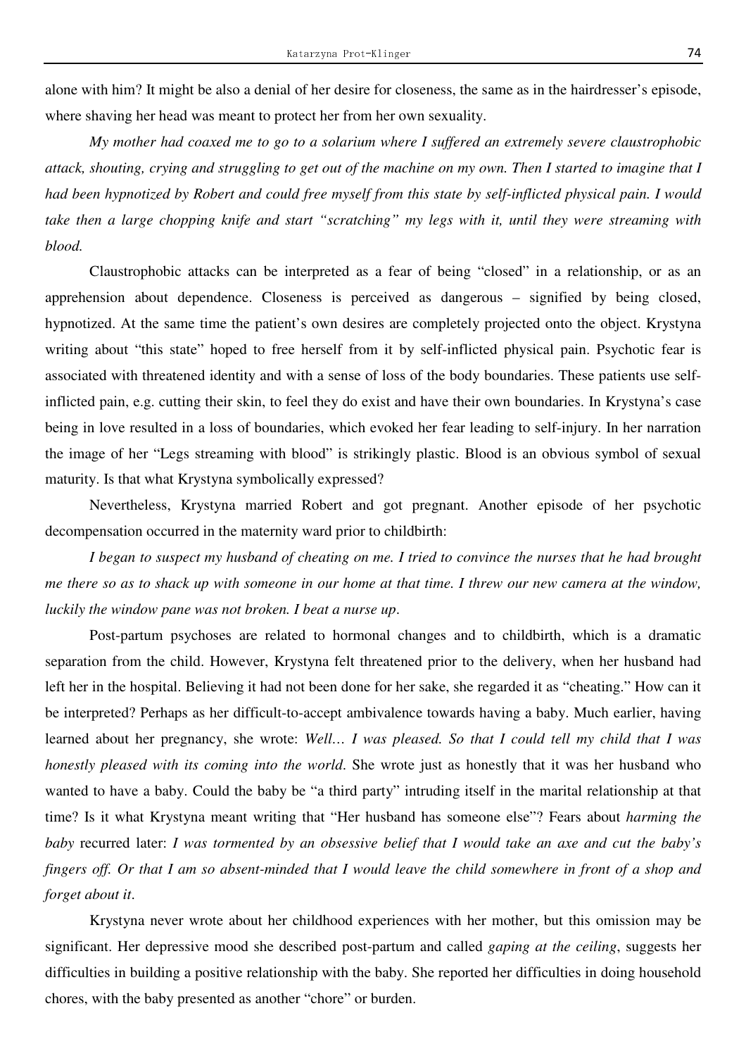alone with him? It might be also a denial of her desire for closeness, the same as in the hairdresser's episode, where shaving her head was meant to protect her from her own sexuality.

*My mother had coaxed me to go to a solarium where I suffered an extremely severe claustrophobic attack, shouting, crying and struggling to get out of the machine on my own. Then I started to imagine that I had been hypnotized by Robert and could free myself from this state by self-inflicted physical pain. I would take then a large chopping knife and start "scratching" my legs with it, until they were streaming with blood.*

Claustrophobic attacks can be interpreted as a fear of being "closed" in a relationship, or as an apprehension about dependence. Closeness is perceived as dangerous – signified by being closed, hypnotized. At the same time the patient's own desires are completely projected onto the object. Krystyna writing about "this state" hoped to free herself from it by self-inflicted physical pain. Psychotic fear is associated with threatened identity and with a sense of loss of the body boundaries. These patients use self-inflicted pain, e.g. cutting their skin, to feel they do exist and have their own boundaries. In Krystyna's case being in love resulted in a loss of boundaries, which evoked her fear leading to self-injury. In her narration the image of her "Legs streaming with blood" is strikingly plastic. Blood is an obvious symbol of sexual maturity. Is that what Krystyna symbolically expressed?

Nevertheless, Krystyna married Robert and got pregnant. Another episode of her psychotic decompensation occurred in the maternity ward prior to childbirth:

*I began to suspect my husband of cheating on me. I tried to convince the nurses that he had brought me there so as to shack up with someone in our home at that time. I threw our new camera at the window, luckily the window pane was not broken. I beat a nurse up.*

Post-partum psychoses are related to hormonal changes and to childbirth, which is a dramatic separation from the child. However, Krystyna felt threatened prior to the delivery, when her husband had left her in the hospital. Believing it had not been done for her sake, she regarded it as "cheating." How can it be interpreted? Perhaps as her difficult-to-accept ambivalence towards having a baby. Much earlier, having learned about her pregnancy, she wrote: *Well… I was pleased. So that I could tell my child that I was honestly pleased with its coming into the world.* She wrote just as honestly that it was her husband who wanted to have a baby. Could the baby be "a third party" intruding itself in the marital relationship at that time? Is it what Krystyna meant writing that "Her husband has someone else"? Fears about *harming the baby* recurred later: *I was tormented by an obsessive belief that I would take an axe and cut the baby's fingers off. Or that I am so absent-minded that I would leave the child somewhere in front of a shop and forget about it.*

Krystyna never wrote about her childhood experiences with her mother, but this omission may be significant. Her depressive mood she described post-partum and called *gaping at the ceiling*, suggests her difficulties in building a positive relationship with the baby. She reported her difficulties in doing household chores, with the baby presented as another "chore" or burden.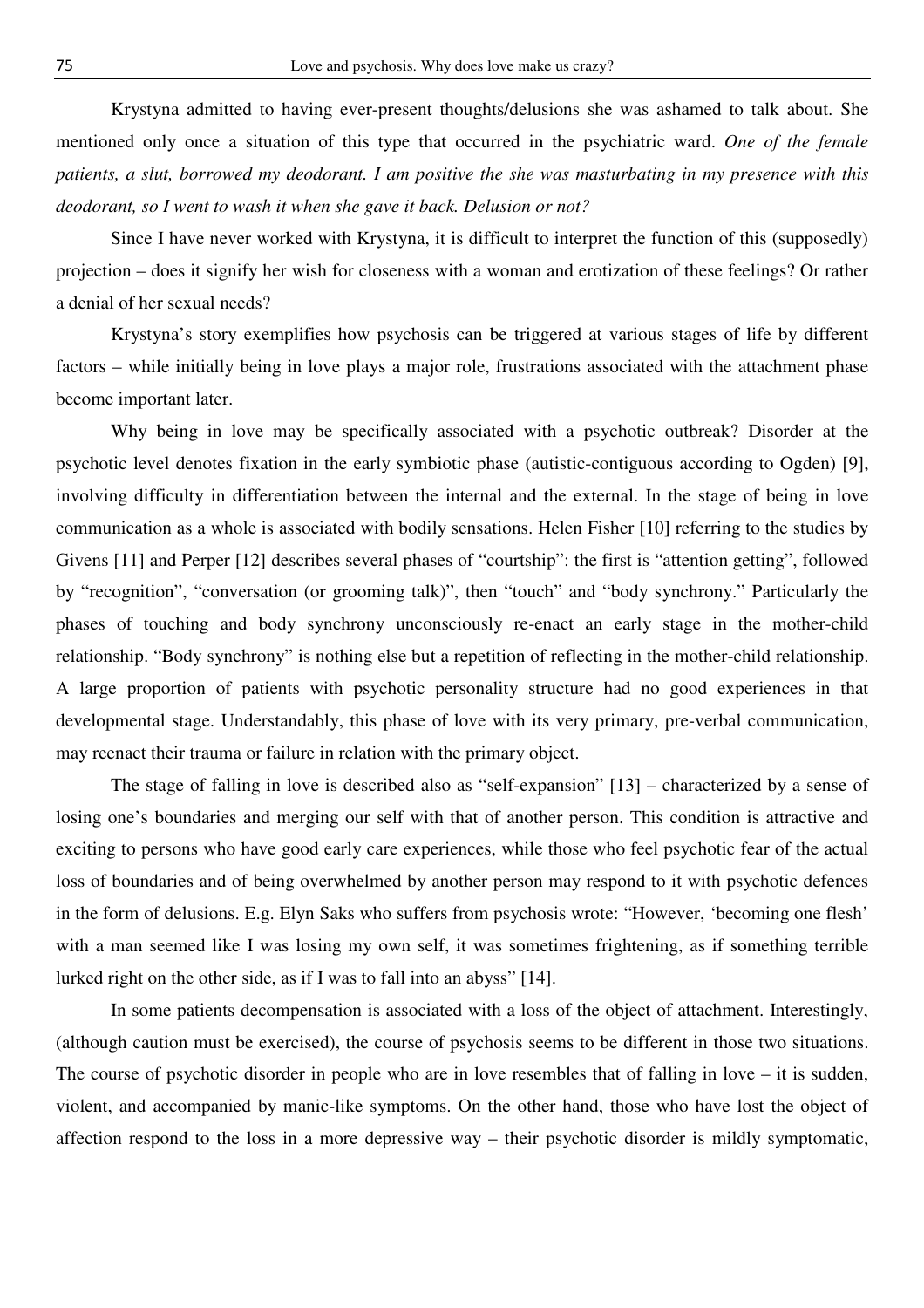Krystyna admitted to having ever-present thoughts/delusions she was ashamed to talk about. She mentioned only once a situation of this type that occurred in the psychiatric ward. *One of the female patients, a slut, borrowed my deodorant. I am positive the she was masturbating in my presence with this deodorant, so I went to wash it when she gave it back. Delusion or not?*

Since I have never worked with Krystyna, it is difficult to interpret the function of this (supposedly) projection – does it signify her wish for closeness with a woman and erotization of these feelings? Or rather a denial of her sexual needs?

Krystyna's story exemplifies how psychosis can be triggered at various stages of life by different factors – while initially being in love plays a major role, frustrations associated with the attachment phase become important later.

Why being in love may be specifically associated with a psychotic outbreak? Disorder at the psychotic level denotes fixation in the early symbiotic phase (autistic-contiguous according to Ogden) [9], involving difficulty in differentiation between the internal and the external. In the stage of being in love communication as a whole is associated with bodily sensations. Helen Fisher [10] referring to the studies by Givens [11] and Perper [12] describes several phases of "courtship": the first is "attention getting", followed by "recognition", "conversation (or grooming talk)", then "touch" and "body synchrony." Particularly the phases of touching and body synchrony unconsciously re-enact an early stage in the mother-child relationship. "Body synchrony" is nothing else but a repetition of reflecting in the mother-child relationship. A large proportion of patients with psychotic personality structure had no good experiences in that developmental stage. Understandably, this phase of love with its very primary, pre-verbal communication, may reenact their trauma or failure in relation with the primary object.

The stage of falling in love is described also as "self-expansion" [13] – characterized by a sense of losing one's boundaries and merging our self with that of another person. This condition is attractive and exciting to persons who have good early care experiences, while those who feel psychotic fear of the actual loss of boundaries and of being overwhelmed by another person may respond to it with psychotic defences in the form of delusions. E.g. Elyn Saks who suffers from psychosis wrote: "However, 'becoming one flesh' with a man seemed like I was losing my own self, it was sometimes frightening, as if something terrible lurked right on the other side, as if I was to fall into an abyss" [14].

In some patients decompensation is associated with a loss of the object of attachment. Interestingly, (although caution must be exercised), the course of psychosis seems to be different in those two situations. The course of psychotic disorder in people who are in love resembles that of falling in love – it is sudden, violent, and accompanied by manic-like symptoms. On the other hand, those who have lost the object of affection respond to the loss in a more depressive way – their psychotic disorder is mildly symptomatic,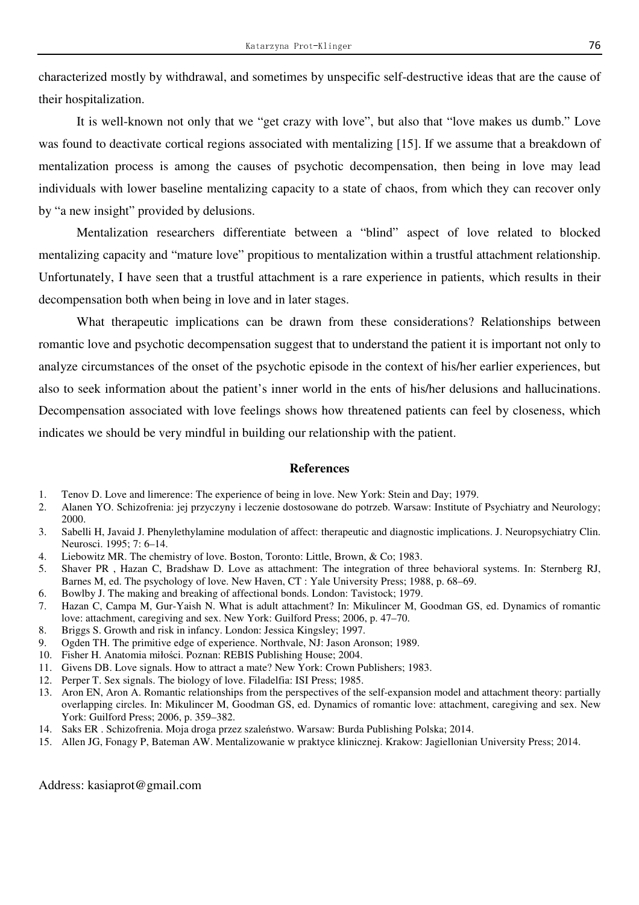characterized mostly by withdrawal, and sometimes by unspecific self-destructive ideas that are the cause of their hospitalization.

It is well-known not only that we "get crazy with love", but also that "love makes us dumb." Love was found to deactivate cortical regions associated with mentalizing [15]. If we assume that a breakdown of mentalization process is among the causes of psychotic decompensation, then being in love may lead individuals with lower baseline mentalizing capacity to a state of chaos, from which they can recover only by "a new insight" provided by delusions.

Mentalization researchers differentiate between a "blind" aspect of love related to blocked mentalizing capacity and "mature love" propitious to mentalization within a trustful attachment relationship. Unfortunately, I have seen that a trustful attachment is a rare experience in patients, which results in their decompensation both when being in love and in later stages.

What therapeutic implications can be drawn from these considerations? Relationships between romantic love and psychotic decompensation suggest that to understand the patient it is important not only to analyze circumstances of the onset of the psychotic episode in the context of his/her earlier experiences, but also to seek information about the patient's inner world in the ents of his/her delusions and hallucinations. Decompensation associated with love feelings shows how threatened patients can feel by closeness, which indicates we should be very mindful in building our relationship with the patient.

## References

1. Tenov D. Love and limerence: The experience of being in love. New York: Stein and Day; 1979.
2. Alanen YO. Schizofrenia: jej przyczyny i leczenie dostosowane do potrzeb. Warsaw: Institute of Psychiatry and Neurology; 2000.
3. Sabelli H, Javaid J. Phenylethylamine modulation of affect: therapeutic and diagnostic implications. J. Neuropsychiatry Clin. Neurosci. 1995; 7: 6–14.
4. Liebowitz MR. The chemistry of love. Boston, Toronto: Little, Brown, & Co; 1983.
5. Shaver PR , Hazan C, Bradshaw D. Love as attachment: The integration of three behavioral systems. In: Sternberg RJ, Barnes M, ed. The psychology of love. New Haven, CT : Yale University Press; 1988, p. 68–69.
6. Bowlby J. The making and breaking of affectional bonds. London: Tavistock; 1979.
7. Hazan C, Campa M, Gur-Yaish N. What is adult attachment? In: Mikulincer M, Goodman GS, ed. Dynamics of romantic love: attachment, caregiving and sex. New York: Guilford Press; 2006, p. 47–70.
8. Briggs S. Growth and risk in infancy. London: Jessica Kingsley; 1997.
9. Ogden TH. The primitive edge of experience. Northvale, NJ: Jason Aronson; 1989.
10. Fisher H. Anatomia miłości. Poznan: REBIS Publishing House; 2004.
11. Givens DB. Love signals. How to attract a mate? New York: Crown Publishers; 1983.
12. Perper T. Sex signals. The biology of love. Filadelfia: ISI Press; 1985.
13. Aron EN, Aron A. Romantic relationships from the perspectives of the self-expansion model and attachment theory: partially overlapping circles. In: Mikulincer M, Goodman GS, ed. Dynamics of romantic love: attachment, caregiving and sex. New York: Guilford Press; 2006, p. 359–382.
14. Saks ER . Schizofrenia. Moja droga przez szaleństwo. Warsaw: Burda Publishing Polska; 2014.
15. Allen JG, Fonagy P, Bateman AW. Mentalizowanie w praktyce klinicznej. Krakow: Jagiellonian University Press; 2014.

Address: kasiaprot@gmail.com